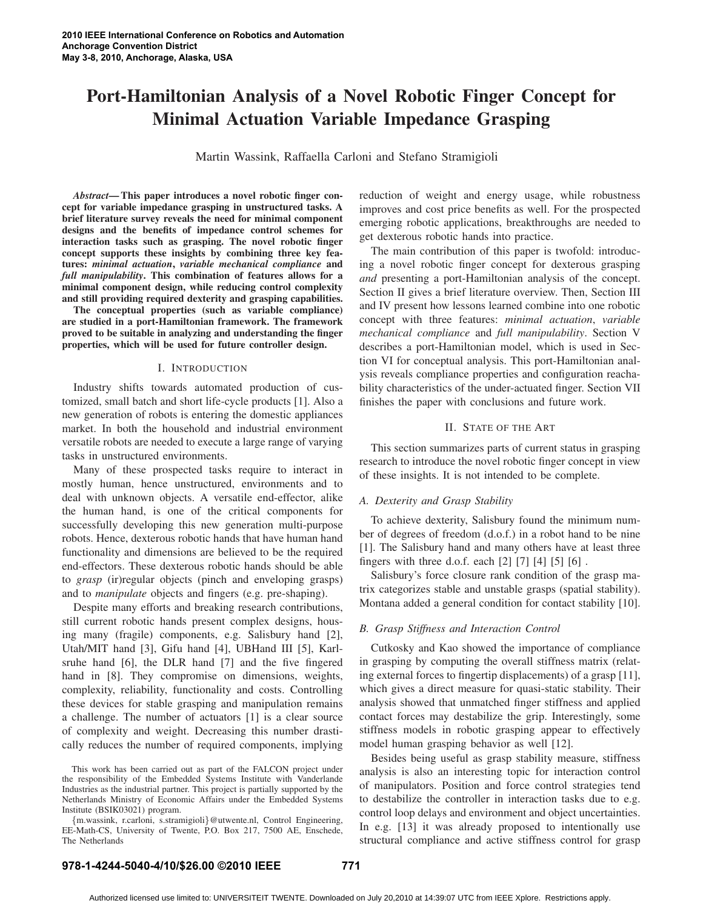# Port-Hamiltonian Analysis of a Novel Robotic Finger Concept for Minimal Actuation Variable Impedance Grasping

Martin Wassink, Raffaella Carloni and Stefano Stramigioli

***Abstract*— This paper introduces a novel robotic finger concept for variable impedance grasping in unstructured tasks. A brief literature survey reveals the need for minimal component designs and the benefits of impedance control schemes for interaction tasks such as grasping. The novel robotic finger concept supports these insights by combining three key features: *minimal actuation*, *variable mechanical compliance* and *full manipulability*. This combination of features allows for a minimal component design, while reducing control complexity and still providing required dexterity and grasping capabilities. The conceptual properties (such as variable compliance) are studied in a port-Hamiltonian framework. The framework proved to be suitable in analyzing and understanding the finger properties, which will be used for future controller design.**

## I. Introduction

Industry shifts towards automated production of customized, small batch and short life-cycle products [1]. Also a new generation of robots is entering the domestic appliances market. In both the household and industrial environment versatile robots are needed to execute a large range of varying tasks in unstructured environments.

Many of these prospected tasks require to interact in mostly human, hence unstructured, environments and to deal with unknown objects. A versatile end-effector, alike the human hand, is one of the critical components for successfully developing this new generation multi-purpose robots. Hence, dexterous robotic hands that have human hand functionality and dimensions are believed to be the required end-effectors. These dexterous robotic hands should be able to *grasp* (ir)regular objects (pinch and enveloping grasps) and to *manipulate* objects and fingers (e.g. pre-shaping).

Despite many efforts and breaking research contributions, still current robotic hands present complex designs, housing many (fragile) components, e.g. Salisbury hand [2], Utah/MIT hand [3], Gifu hand [4], UBHand III [5], Karlsruhe hand [6], the DLR hand [7] and the five fingered hand in [8]. They compromise on dimensions, weights, complexity, reliability, functionality and costs. Controlling these devices for stable grasping and manipulation remains a challenge. The number of actuators [1] is a clear source of complexity and weight. Decreasing this number drastically reduces the number of required components, implying reduction of weight and energy usage, while robustness improves and cost price benefits as well. For the prospected emerging robotic applications, breakthroughs are needed to get dexterous robotic hands into practice.

The main contribution of this paper is twofold: introducing a novel robotic finger concept for dexterous grasping *and* presenting a port-Hamiltonian analysis of the concept. Section II gives a brief literature overview. Then, Section III and IV present how lessons learned combine into one robotic concept with three features: *minimal actuation*, *variable mechanical compliance* and *full manipulability*. Section V describes a port-Hamiltonian model, which is used in Section VI for conceptual analysis. This port-Hamiltonian analysis reveals compliance properties and configuration reachability characteristics of the under-actuated finger. Section VII finishes the paper with conclusions and future work.

## II. State of the Art

This section summarizes parts of current status in grasping research to introduce the novel robotic finger concept in view of these insights. It is not intended to be complete.

### A. Dexterity and Grasp Stability

To achieve dexterity, Salisbury found the minimum number of degrees of freedom (d.o.f.) in a robot hand to be nine [1]. The Salisbury hand and many others have at least three fingers with three d.o.f. each [2] [7] [4] [5] [6] .

Salisbury's force closure rank condition of the grasp matrix categorizes stable and unstable grasps (spatial stability). Montana added a general condition for contact stability [10].

### B. Grasp Stiffness and Interaction Control

Cutkosky and Kao showed the importance of compliance in grasping by computing the overall stiffness matrix (relating external forces to fingertip displacements) of a grasp [11], which gives a direct measure for quasi-static stability. Their analysis showed that unmatched finger stiffness and applied contact forces may destabilize the grip. Interestingly, some stiffness models in robotic grasping appear to effectively model human grasping behavior as well [12].

Besides being useful as grasp stability measure, stiffness analysis is also an interesting topic for interaction control of manipulators. Position and force control strategies tend to destabilize the controller in interaction tasks due to e.g. control loop delays and environment and object uncertainties. In e.g. [13] it was already proposed to intentionally use structural compliance and active stiffness control for grasp

This work has been carried out as part of the FALCON project under the responsibility of the Embedded Systems Institute with Vanderlande Industries as the industrial partner. This project is partially supported by the Netherlands Ministry of Economic Affairs under the Embedded Systems Institute (BSIK03021) program.

{m.wassink, r.carloni, s.stramigioli}@utwente.nl, Control Engineering, EE-Math-CS, University of Twente, P.O. Box 217, 7500 AE, Enschede, The Netherlands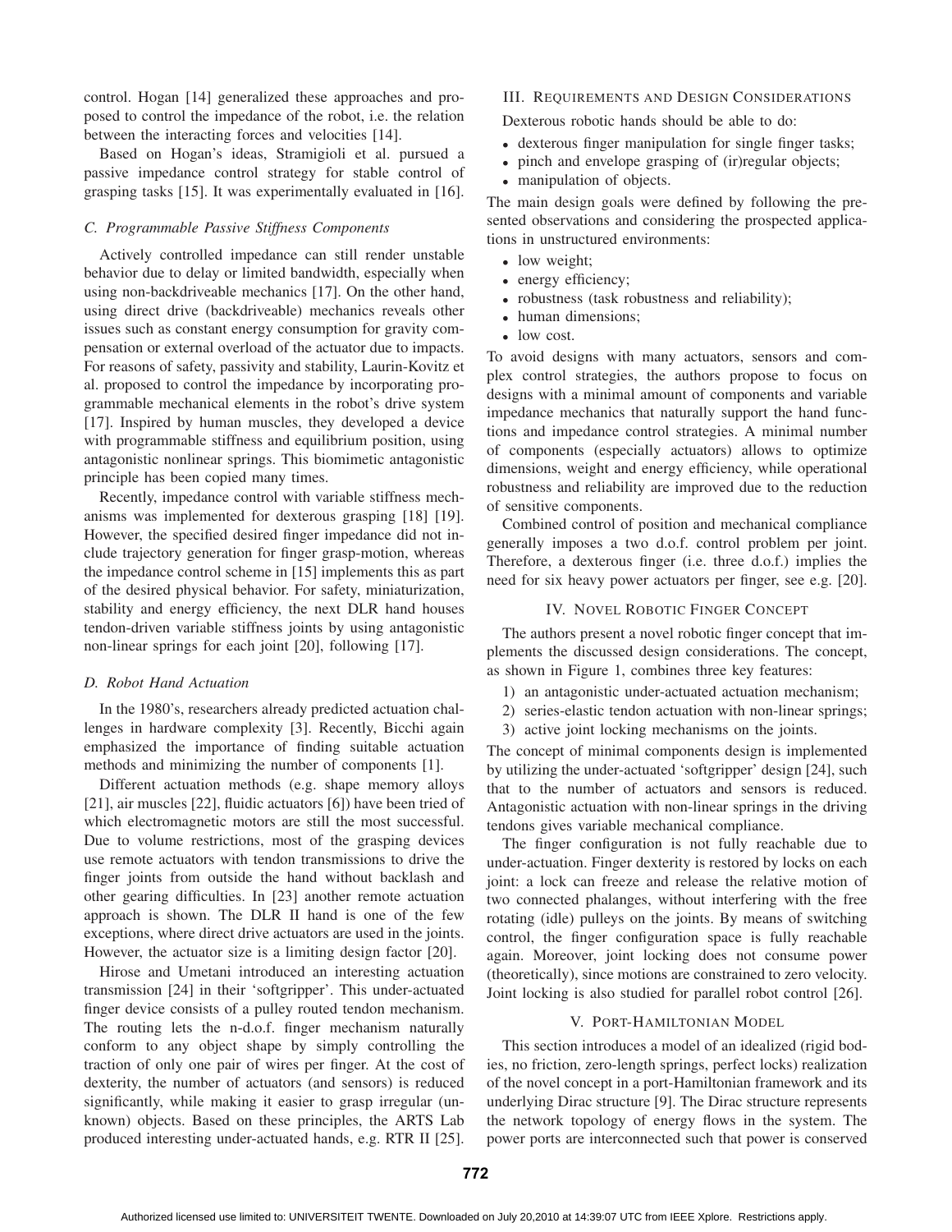control. Hogan [14] generalized these approaches and proposed to control the impedance of the robot, i.e. the relation between the interacting forces and velocities [14].

Based on Hogan's ideas, Stramigioli et al. pursued a passive impedance control strategy for stable control of grasping tasks [15]. It was experimentally evaluated in [16].

### C. Programmable Passive Stiffness Components

Actively controlled impedance can still render unstable behavior due to delay or limited bandwidth, especially when using non-backdriveable mechanics [17]. On the other hand, using direct drive (backdriveable) mechanics reveals other issues such as constant energy consumption for gravity compensation or external overload of the actuator due to impacts. For reasons of safety, passivity and stability, Laurin-Kovitz et al. proposed to control the impedance by incorporating programmable mechanical elements in the robot's drive system [17]. Inspired by human muscles, they developed a device with programmable stiffness and equilibrium position, using antagonistic nonlinear springs. This biomimetic antagonistic principle has been copied many times.

Recently, impedance control with variable stiffness mechanisms was implemented for dexterous grasping [18] [19]. However, the specified desired finger impedance did not include trajectory generation for finger grasp-motion, whereas the impedance control scheme in [15] implements this as part of the desired physical behavior. For safety, miniaturization, stability and energy efficiency, the next DLR hand houses tendon-driven variable stiffness joints by using antagonistic non-linear springs for each joint [20], following [17].

### D. Robot Hand Actuation

In the 1980's, researchers already predicted actuation challenges in hardware complexity [3]. Recently, Bicchi again emphasized the importance of finding suitable actuation methods and minimizing the number of components [1].

Different actuation methods (e.g. shape memory alloys [21], air muscles [22], fluidic actuators [6]) have been tried of which electromagnetic motors are still the most successful. Due to volume restrictions, most of the grasping devices use remote actuators with tendon transmissions to drive the finger joints from outside the hand without backlash and other gearing difficulties. In [23] another remote actuation approach is shown. The DLR II hand is one of the few exceptions, where direct drive actuators are used in the joints. However, the actuator size is a limiting design factor [20].

Hirose and Umetani introduced an interesting actuation transmission [24] in their 'softgripper'. This under-actuated finger device consists of a pulley routed tendon mechanism. The routing lets the n-d.o.f. finger mechanism naturally conform to any object shape by simply controlling the traction of only one pair of wires per finger. At the cost of dexterity, the number of actuators (and sensors) is reduced significantly, while making it easier to grasp irregular (unknown) objects. Based on these principles, the ARTS Lab produced interesting under-actuated hands, e.g. RTR II [25].

## III. Requirements and Design Considerations

Dexterous robotic hands should be able to do:

- dexterous finger manipulation for single finger tasks;
- pinch and envelope grasping of (ir)regular objects;
- manipulation of objects.

The main design goals were defined by following the presented observations and considering the prospected applications in unstructured environments:

- low weight;
- energy efficiency;
- robustness (task robustness and reliability);
- human dimensions;
- low cost.

To avoid designs with many actuators, sensors and complex control strategies, the authors propose to focus on designs with a minimal amount of components and variable impedance mechanics that naturally support the hand functions and impedance control strategies. A minimal number of components (especially actuators) allows to optimize dimensions, weight and energy efficiency, while operational robustness and reliability are improved due to the reduction of sensitive components.

Combined control of position and mechanical compliance generally imposes a two d.o.f. control problem per joint. Therefore, a dexterous finger (i.e. three d.o.f.) implies the need for six heavy power actuators per finger, see e.g. [20].

## IV. Novel Robotic Finger Concept

The authors present a novel robotic finger concept that implements the discussed design considerations. The concept, as shown in Figure 1, combines three key features:

1) an antagonistic under-actuated actuation mechanism;
2) series-elastic tendon actuation with non-linear springs;
3) active joint locking mechanisms on the joints.

The concept of minimal components design is implemented by utilizing the under-actuated 'softgripper' design [24], such that to the number of actuators and sensors is reduced. Antagonistic actuation with non-linear springs in the driving tendons gives variable mechanical compliance.

The finger configuration is not fully reachable due to under-actuation. Finger dexterity is restored by locks on each joint: a lock can freeze and release the relative motion of two connected phalanges, without interfering with the free rotating (idle) pulleys on the joints. By means of switching control, the finger configuration space is fully reachable again. Moreover, joint locking does not consume power (theoretically), since motions are constrained to zero velocity. Joint locking is also studied for parallel robot control [26].

## V. Port-Hamiltonian Model

This section introduces a model of an idealized (rigid bodies, no friction, zero-length springs, perfect locks) realization of the novel concept in a port-Hamiltonian framework and its underlying Dirac structure [9]. The Dirac structure represents the network topology of energy flows in the system. The power ports are interconnected such that power is conserved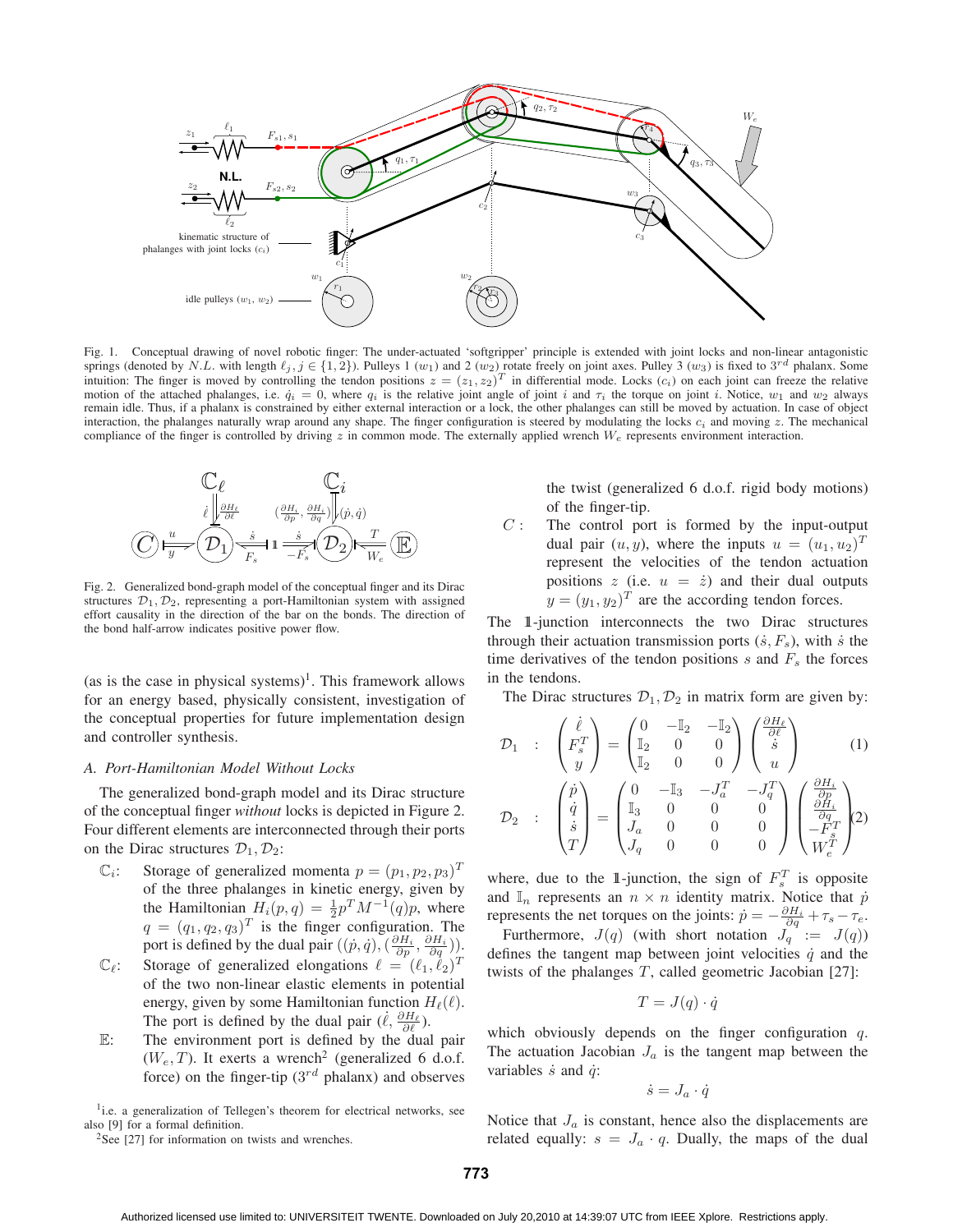Fig. 1. Conceptual drawing of novel robotic finger: The under-actuated 'softgripper' principle is extended with joint locks and non-linear antagonistic springs (denoted by $N.L.$ with length $\ell_j, j \in \{1,2\}$). Pulleys 1 ($w_1$) and 2 ($w_2$) rotate freely on joint axes. Pulley 3 ($w_3$) is fixed to $3^{rd}$ phalanx. Some intuition: The finger is moved by controlling the tendon positions $z = (z_1, z_2)^T$ in differential mode. Locks ($c_i$) on each joint can freeze the relative motion of the attached phalanges, i.e. $\dot{q}_i = 0$, where $q_i$ is the relative joint angle of joint $i$ and $\tau_i$ the torque on joint $i$. Notice, $w_1$ and $w_2$ always remain idle. Thus, if a phalanx is constrained by either external interaction or a lock, the other phalanges can still be moved by actuation. In case of object interaction, the phalanges naturally wrap around any shape. The finger configuration is steered by modulating the locks $c_i$ and moving $z$. The mechanical compliance of the finger is controlled by driving $z$ in common mode. The externally applied wrench $W_e$ represents environment interaction.

Fig. 2. Generalized bond-graph model of the conceptual finger and its Dirac structures $\mathcal{D}_1, \mathcal{D}_2$, representing a port-Hamiltonian system with assigned effort causality in the direction of the bar on the bonds. The direction of the bond half-arrow indicates positive power flow.

(as is the case in physical systems)[1]. This framework allows for an energy based, physically consistent, investigation of the conceptual properties for future implementation design and controller synthesis.

### A. Port-Hamiltonian Model Without Locks

The generalized bond-graph model and its Dirac structure of the conceptual finger *without* locks is depicted in Figure 2. Four different elements are interconnected through their ports on the Dirac structures $\mathcal{D}_1, \mathcal{D}_2$:

- $\mathbb{C}_i$: Storage of generalized momenta $p = (p_1, p_2, p_3)^T$ of the three phalanges in kinetic energy, given by the Hamiltonian $H_i(p, q) = \frac{1}{2}p^T M^{-1}(q)p$, where $q = (q_1, q_2, q_3)^T$ is the finger configuration. The port is defined by the dual pair $((\dot{p}, \dot{q}), (\frac{\partial H_i}{\partial p}, \frac{\partial H_i}{\partial q}))$.
- $\mathbb{C}_\ell$: Storage of generalized elongations $\ell = (\ell_1, \ell_2)^T$ of the two non-linear elastic elements in potential energy, given by some Hamiltonian function $H_\ell(\ell)$. The port is defined by the dual pair $(\dot{\ell}, \frac{\partial H_\ell}{\partial \ell})$.
- $\mathbb{E}$: The environment port is defined by the dual pair $(W_e, T)$. It exerts a wrench[2] (generalized 6 d.o.f. force) on the finger-tip ($3^{rd}$ phalanx) and observes the twist (generalized 6 d.o.f. rigid body motions) of the finger-tip.
- $C$: The control port is formed by the input-output dual pair $(u, y)$, where the inputs $u = (u_1, u_2)^T$ represent the velocities of the tendon actuation positions $z$ (i.e. $u = \dot{z}$) and their dual outputs $y = (y_1, y_2)^T$ are the according tendon forces.

The $\mathbb{1}$-junction interconnects the two Dirac structures through their actuation transmission ports $(\dot{s}, F_s)$, with $\dot{s}$ the time derivatives of the tendon positions $s$ and $F_s$ the forces in the tendons.

The Dirac structures $\mathcal{D}_1, \mathcal{D}_2$ in matrix form are given by:

$$\mathcal{D}_1 \quad : \quad \begin{pmatrix} \dot{\ell} \\ F_s^T \\ y \end{pmatrix} = \begin{pmatrix} 0 & -\mathbb{I}_2 & -\mathbb{I}_2 \\ \mathbb{I}_2 & 0 & 0 \\ \mathbb{I}_2 & 0 & 0 \end{pmatrix} \begin{pmatrix} \frac{\partial H_\ell}{\partial \ell} \\ \dot{s} \\ u \end{pmatrix} \tag{1}$$

$$\mathcal{D}_2 \quad : \quad \begin{pmatrix} \dot{p} \\ \dot{q} \\ \dot{s} \\ T \end{pmatrix} = \begin{pmatrix} 0 & -\mathbb{I}_3 & -J_a^T & -J_q^T \\ \mathbb{I}_3 & 0 & 0 & 0 \\ J_a & 0 & 0 & 0 \\ J_q & 0 & 0 & 0 \end{pmatrix} \begin{pmatrix} \frac{\partial H_i}{\partial p} \\ \frac{\partial H_i}{\partial q} \\ -F_s^T \\ W_e^T \end{pmatrix} \tag{2}$$

where, due to the $\mathbb{1}$-junction, the sign of $F_s^T$ is opposite and $\mathbb{I}_n$ represents an $n \times n$ identity matrix. Notice that $\dot{p}$ represents the net torques on the joints: $\dot{p} = -\frac{\partial H_i}{\partial q} + \tau_s - \tau_e$.

Furthermore, $J(q)$ (with short notation $J_q := J(q)$) defines the tangent map between joint velocities $\dot{q}$ and the twists of the phalanges $T$, called geometric Jacobian [27]:

$$T = J(q) \cdot \dot{q}$$

which obviously depends on the finger configuration $q$. The actuation Jacobian $J_a$ is the tangent map between the variables $\dot{s}$ and $\dot{q}$:

$$\dot{s} = J_a \cdot \dot{q}$$

Notice that $J_a$ is constant, hence also the displacements are related equally: $s = J_a \cdot q$. Dually, the maps of the dual

[1] i.e. a generalization of Tellegen's theorem for electrical networks, see also [9] for a formal definition.

[2] See [27] for information on twists and wrenches.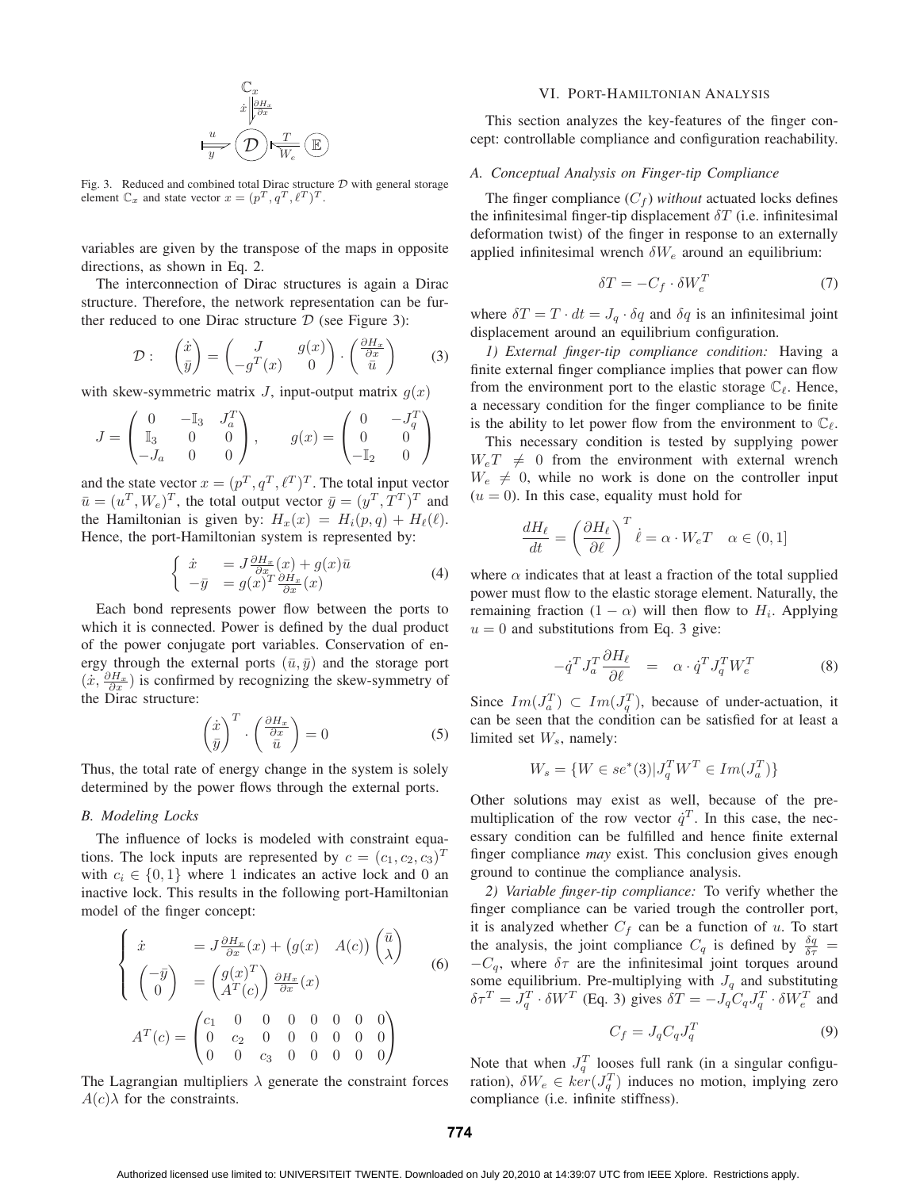Fig. 3. Reduced and combined total Dirac structure $\mathcal{D}$ with general storage element $\mathbb{C}_x$ and state vector $x = (p^T, q^T, \ell^T)^T$.

variables are given by the transpose of the maps in opposite directions, as shown in Eq. 2.

The interconnection of Dirac structures is again a Dirac structure. Therefore, the network representation can be further reduced to one Dirac structure $\mathcal{D}$ (see Figure 3):

$$\mathcal{D}: \quad \begin{pmatrix} \dot{x} \\ \bar{y} \end{pmatrix} = \begin{pmatrix} J & g(x) \\ -g^T(x) & 0 \end{pmatrix} \cdot \begin{pmatrix} \frac{\partial H_x}{\partial x} \\ \bar{u} \end{pmatrix} \tag{3}$$

with skew-symmetric matrix $J$, input-output matrix $g(x)$

$$J = \begin{pmatrix} 0 & -\mathbb{I}_3 & J_a^T \\ \mathbb{I}_3 & 0 & 0 \\ -J_a & 0 & 0 \end{pmatrix}, \qquad g(x) = \begin{pmatrix} 0 & -J_q^T \\ 0 & 0 \\ -\mathbb{I}_2 & 0 \end{pmatrix}$$

and the state vector $x = (p^T, q^T, \ell^T)^T$. The total input vector $\bar{u} = (u^T, W_e)^T$, the total output vector $\bar{y} = (y^T, T^T)^T$ and the Hamiltonian is given by: $H_x(x) = H_i(p, q) + H_\ell(\ell)$. Hence, the port-Hamiltonian system is represented by:

$$\begin{cases} \dot{x} & = J \frac{\partial H_x}{\partial x}(x) + g(x)\bar{u} \\ -\bar{y} & = g(x)^T \frac{\partial H_x}{\partial x}(x) \end{cases} \tag{4}$$

Each bond represents power flow between the ports to which it is connected. Power is defined by the dual product of the power conjugate port variables. Conservation of energy through the external ports $(\bar{u}, \bar{y})$ and the storage port $(\dot{x}, \frac{\partial H_x}{\partial x})$ is confirmed by recognizing the skew-symmetry of the Dirac structure:

$$\begin{pmatrix} \dot{x} \\ \bar{y} \end{pmatrix}^T \cdot \begin{pmatrix} \frac{\partial H_x}{\partial x} \\ \bar{u} \end{pmatrix} = 0 \tag{5}$$

Thus, the total rate of energy change in the system is solely determined by the power flows through the external ports.

### B. Modeling Locks

The influence of locks is modeled with constraint equations. The lock inputs are represented by $c = (c_1, c_2, c_3)^T$ with $c_i \in \{0, 1\}$ where 1 indicates an active lock and 0 an inactive lock. This results in the following port-Hamiltonian model of the finger concept:

$$\begin{cases} \dot{x} & = J \frac{\partial H_x}{\partial x}(x) + \begin{pmatrix} g(x) & A(c) \end{pmatrix} \begin{pmatrix} \bar{u} \\ \lambda \end{pmatrix} \\ \begin{pmatrix} -\bar{y} \\ 0 \end{pmatrix} & = \begin{pmatrix} g(x)^T \\ A^T(c) \end{pmatrix} \frac{\partial H_x}{\partial x}(x) \end{cases} \tag{6}$$

$$A^T(c) = \begin{pmatrix} c_1 & 0 & 0 & 0 & 0 & 0 & 0 & 0 \\ 0 & c_2 & 0 & 0 & 0 & 0 & 0 & 0 \\ 0 & 0 & c_3 & 0 & 0 & 0 & 0 & 0 \end{pmatrix}$$

The Lagrangian multipliers $\lambda$ generate the constraint forces $A(c)\lambda$ for the constraints.

## VI. Port-Hamiltonian Analysis

This section analyzes the key-features of the finger concept: controllable compliance and configuration reachability.

### A. Conceptual Analysis on Finger-tip Compliance

The finger compliance ($C_f$) *without* actuated locks defines the infinitesimal finger-tip displacement $\delta T$ (i.e. infinitesimal deformation twist) of the finger in response to an externally applied infinitesimal wrench $\delta W_e$ around an equilibrium:

$$\delta T = -C_f \cdot \delta W_e^T \tag{7}$$

where $\delta T = T \cdot dt = J_q \cdot \delta q$ and $\delta q$ is an infinitesimal joint displacement around an equilibrium configuration.

*1) External finger-tip compliance condition:* Having a finite external finger compliance implies that power can flow from the environment port to the elastic storage $\mathbb{C}_\ell$. Hence, a necessary condition for the finger compliance to be finite is the ability to let power flow from the environment to $\mathbb{C}_\ell$.

This necessary condition is tested by supplying power $W_e T \neq 0$ from the environment with external wrench $W_e \neq 0$, while no work is done on the controller input ($u = 0$). In this case, equality must hold for

$$\frac{dH_\ell}{dt} = \left(\frac{\partial H_\ell}{\partial \ell}\right)^T \dot{\ell} = \alpha \cdot W_e T \quad \alpha \in (0, 1]$$

where $\alpha$ indicates that at least a fraction of the total supplied power must flow to the elastic storage element. Naturally, the remaining fraction $(1 - \alpha)$ will then flow to $H_i$. Applying $u = 0$ and substitutions from Eq. 3 give:

$$-\dot{q}^T J_a^T \frac{\partial H_\ell}{\partial \ell} \quad = \quad \alpha \cdot \dot{q}^T J_q^T W_e^T \tag{8}$$

Since $Im(J_a^T) \subset Im(J_q^T)$, because of under-actuation, it can be seen that the condition can be satisfied for at least a limited set $W_s$, namely:

$$W_s = \{W \in se^*(3) | J_q^T W^T \in Im(J_a^T)\}$$

Other solutions may exist as well, because of the pre-multiplication of the row vector $\dot{q}^T$. In this case, the necessary condition can be fulfilled and hence finite external finger compliance *may* exist. This conclusion gives enough ground to continue the compliance analysis.

*2) Variable finger-tip compliance:* To verify whether the finger compliance can be varied trough the controller port, it is analyzed whether $C_f$ can be a function of $u$. To start the analysis, the joint compliance $C_q$ is defined by $\frac{\delta q}{\delta \tau} = -C_q$, where $\delta \tau$ are the infinitesimal joint torques around some equilibrium. Pre-multiplying with $J_q$ and substituting $\delta \tau^T = J_q^T \cdot \delta W^T$ (Eq. 3) gives $\delta T = -J_q C_q J_q^T \cdot \delta W_e^T$ and

$$C_f = J_q C_q J_q^T \tag{9}$$

Note that when $J_q^T$ looses full rank (in a singular configuration), $\delta W_e \in ker(J_q^T)$ induces no motion, implying zero compliance (i.e. infinite stiffness).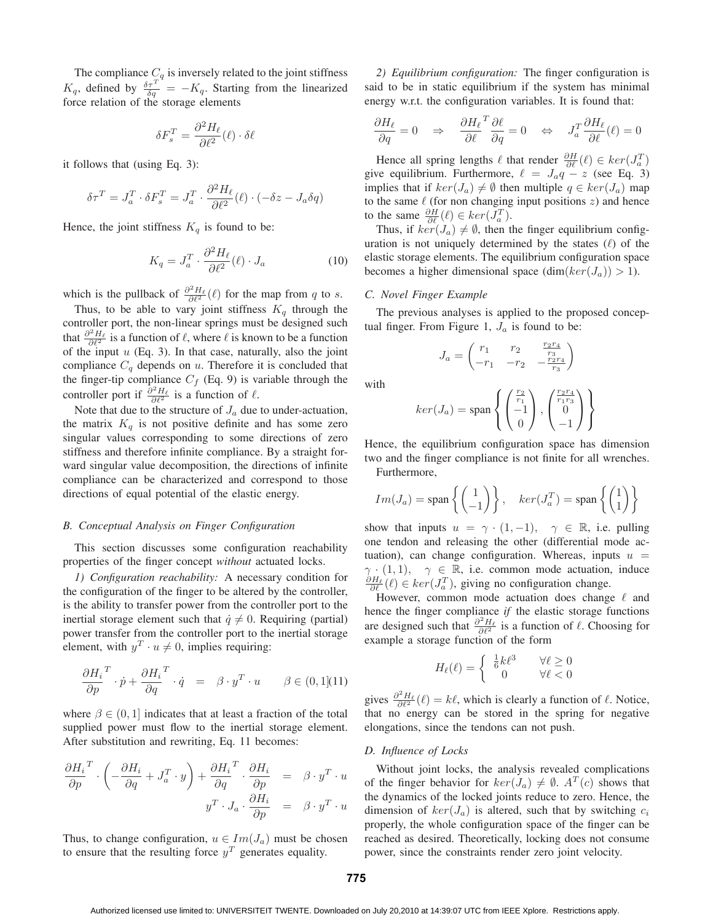The compliance $C_q$ is inversely related to the joint stiffness $K_q$, defined by $\frac{\delta \tau^T}{\delta q} = -K_q$. Starting from the linearized force relation of the storage elements

$$\delta F_s^T = \frac{\partial^2 H_\ell}{\partial \ell^2}(\ell) \cdot \delta \ell$$

it follows that (using Eq. 3):

$$\delta \tau^T = J_a^T \cdot \delta F_s^T = J_a^T \cdot \frac{\partial^2 H_\ell}{\partial \ell^2}(\ell) \cdot (-\delta z - J_a \delta q)$$

Hence, the joint stiffness $K_q$ is found to be:

$$K_q = J_a^T \cdot \frac{\partial^2 H_\ell}{\partial \ell^2}(\ell) \cdot J_a \tag{10}$$

which is the pullback of $\frac{\partial^2 H_\ell}{\partial \ell^2}(\ell)$ for the map from $q$ to $s$.

Thus, to be able to vary joint stiffness $K_q$ through the controller port, the non-linear springs must be designed such that $\frac{\partial^2 H_\ell}{\partial \ell^2}$ is a function of $\ell$, where $\ell$ is known to be a function of the input $u$ (Eq. 3). In that case, naturally, also the joint compliance $C_q$ depends on $u$. Therefore it is concluded that the finger-tip compliance $C_f$ (Eq. 9) is variable through the controller port if $\frac{\partial^2 H_\ell}{\partial \ell^2}$ is a function of $\ell$.

Note that due to the structure of $J_a$ due to under-actuation, the matrix $K_q$ is not positive definite and has some zero singular values corresponding to some directions of zero stiffness and therefore infinite compliance. By a straight forward singular value decomposition, the directions of infinite compliance can be characterized and correspond to those directions of equal potential of the elastic energy.

### B. Conceptual Analysis on Finger Configuration

This section discusses some configuration reachability properties of the finger concept *without* actuated locks.

*1) Configuration reachability:* A necessary condition for the configuration of the finger to be altered by the controller, is the ability to transfer power from the controller port to the inertial storage element such that $\dot{q} \neq 0$. Requiring (partial) power transfer from the controller port to the inertial storage element, with $y^T \cdot u \neq 0$, implies requiring:

$$\frac{\partial H_i}{\partial p}^T \cdot \dot{p} + \frac{\partial H_i}{\partial q}^T \cdot \dot{q} \;=\; \beta \cdot y^T \cdot u \qquad \beta \in (0, 1] \tag{11}$$

where $\beta \in (0, 1]$ indicates that at least a fraction of the total supplied power must flow to the inertial storage element. After substitution and rewriting, Eq. 11 becomes:

$$\begin{aligned}
\frac{\partial H_i}{\partial p}^T \cdot \left( -\frac{\partial H_i}{\partial q} + J_a^T \cdot y \right) + \frac{\partial H_i}{\partial q}^T \cdot \frac{\partial H_i}{\partial p} &= \beta \cdot y^T \cdot u \\
y^T \cdot J_a \cdot \frac{\partial H_i}{\partial p} &= \beta \cdot y^T \cdot u
\end{aligned}$$

Thus, to change configuration, $u \in Im(J_a)$ must be chosen to ensure that the resulting force $y^T$ generates equality.

*2) Equilibrium configuration:* The finger configuration is said to be in static equilibrium if the system has minimal energy w.r.t. the configuration variables. It is found that:

$$\frac{\partial H_\ell}{\partial q} = 0 \quad \Rightarrow \quad \frac{\partial H_\ell}{\partial \ell}^T \frac{\partial \ell}{\partial q} = 0 \quad \Leftrightarrow \quad J_a^T \frac{\partial H_\ell}{\partial \ell}(\ell) = 0$$

Hence all spring lengths $\ell$ that render $\frac{\partial H}{\partial \ell}(\ell) \in ker(J_a^T)$ give equilibrium. Furthermore, $\ell = J_a q - z$ (see Eq. 3) implies that if $ker(J_a) \neq \emptyset$ then multiple $q \in ker(J_a)$ map to the same $\ell$ (for non changing input positions $z$) and hence to the same $\frac{\partial H}{\partial \ell}(\ell) \in ker(J_a^T)$.

Thus, if $ker(J_a) \neq \emptyset$, then the finger equilibrium configuration is not uniquely determined by the states ($\ell$) of the elastic storage elements. The equilibrium configuration space becomes a higher dimensional space ($\dim(ker(J_a)) > 1$).

### C. Novel Finger Example

The previous analyses is applied to the proposed conceptual finger. From Figure 1, $J_a$ is found to be:

$$J_a = \begin{pmatrix} r_1 & r_2 & \frac{r_2 r_4}{r_3} \\ -r_1 & -r_2 & -\frac{r_2 r_4}{r_3} \end{pmatrix}$$

with

$$ker(J_a) = \text{span}\left\{ \begin{pmatrix} \frac{r_2}{r_1} \\ -1 \\ 0 \end{pmatrix}, \begin{pmatrix} \frac{r_2 r_4}{r_1 r_3} \\ 0 \\ -1 \end{pmatrix} \right\}$$

Hence, the equilibrium configuration space has dimension two and the finger compliance is not finite for all wrenches.

Furthermore,

$$Im(J_a) = \text{span}\left\{ \begin{pmatrix} 1 \\ -1 \end{pmatrix} \right\}, \quad ker(J_a^T) = \text{span}\left\{ \begin{pmatrix} 1 \\ 1 \end{pmatrix} \right\}$$

show that inputs $u = \gamma \cdot (1, -1), \quad \gamma \in \mathbb{R}$, i.e. pulling one tendon and releasing the other (differential mode actuation), can change configuration. Whereas, inputs $u = \gamma \cdot (1, 1), \quad \gamma \in \mathbb{R}$, i.e. common mode actuation, induce $\frac{\partial H_\ell}{\partial \ell}(\ell) \in ker(J_a^T)$, giving no configuration change.

However, common mode actuation does change $\ell$ and hence the finger compliance *if* the elastic storage functions are designed such that $\frac{\partial^2 H_\ell}{\partial \ell^2}$ is a function of $\ell$. Choosing for example a storage function of the form

$$H_\ell(\ell) = \begin{cases} \frac{1}{6} k \ell^3 & \forall \ell \geq 0 \\ 0 & \forall \ell < 0 \end{cases}$$

gives $\frac{\partial^2 H_\ell}{\partial \ell^2}(\ell) = k\ell$, which is clearly a function of $\ell$. Notice, that no energy can be stored in the spring for negative elongations, since the tendons can not push.

### D. Influence of Locks

Without joint locks, the analysis revealed complications of the finger behavior for $ker(J_a) \neq \emptyset$. $A^T(c)$ shows that the dynamics of the locked joints reduce to zero. Hence, the dimension of $ker(J_a)$ is altered, such that by switching $c_i$ properly, the whole configuration space of the finger can be reached as desired. Theoretically, locking does not consume power, since the constraints render zero joint velocity.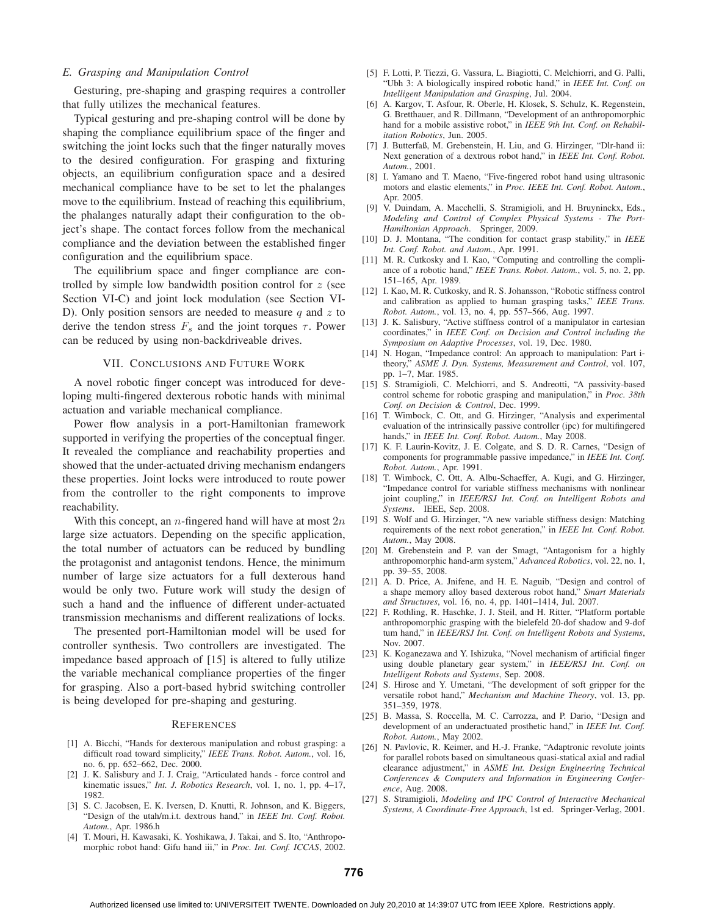### E. Grasping and Manipulation Control

Gesturing, pre-shaping and grasping requires a controller that fully utilizes the mechanical features.

Typical gesturing and pre-shaping control will be done by shaping the compliance equilibrium space of the finger and switching the joint locks such that the finger naturally moves to the desired configuration. For grasping and fixturing objects, an equilibrium configuration space and a desired mechanical compliance have to be set to let the phalanges move to the equilibrium. Instead of reaching this equilibrium, the phalanges naturally adapt their configuration to the object's shape. The contact forces follow from the mechanical compliance and the deviation between the established finger configuration and the equilibrium space.

The equilibrium space and finger compliance are controlled by simple low bandwidth position control for $z$ (see Section VI-C) and joint lock modulation (see Section VI-D). Only position sensors are needed to measure $q$ and $z$ to derive the tendon stress $F_s$ and the joint torques $\tau$. Power can be reduced by using non-backdriveable drives.

## VII. Conclusions and Future Work

A novel robotic finger concept was introduced for developing multi-fingered dexterous robotic hands with minimal actuation and variable mechanical compliance.

Power flow analysis in a port-Hamiltonian framework supported in verifying the properties of the conceptual finger. It revealed the compliance and reachability properties and showed that the under-actuated driving mechanism endangers these properties. Joint locks were introduced to route power from the controller to the right components to improve reachability.

With this concept, an $n$-fingered hand will have at most $2n$ large size actuators. Depending on the specific application, the total number of actuators can be reduced by bundling the protagonist and antagonist tendons. Hence, the minimum number of large size actuators for a full dexterous hand would be only two. Future work will study the design of such a hand and the influence of different under-actuated transmission mechanisms and different realizations of locks.

The presented port-Hamiltonian model will be used for controller synthesis. Two controllers are investigated. The impedance based approach of [15] is altered to fully utilize the variable mechanical compliance properties of the finger for grasping. Also a port-based hybrid switching controller is being developed for pre-shaping and gesturing.

## References

[1] A. Bicchi, "Hands for dexterous manipulation and robust grasping: a difficult road toward simplicity," *IEEE Trans. Robot. Autom.*, vol. 16, no. 6, pp. 652–662, Dec. 2000.

[2] J. K. Salisbury and J. J. Craig, "Articulated hands - force control and kinematic issues," *Int. J. Robotics Research*, vol. 1, no. 1, pp. 4–17, 1982.

[3] S. C. Jacobsen, E. K. Iversen, D. Knutti, R. Johnson, and K. Biggers, "Design of the utah/m.i.t. dextrous hand," in *IEEE Int. Conf. Robot. Autom.*, Apr. 1986.h

[4] T. Mouri, H. Kawasaki, K. Yoshikawa, J. Takai, and S. Ito, "Anthropomorphic robot hand: Gifu hand iii," in *Proc. Int. Conf. ICCAS*, 2002.

[5] F. Lotti, P. Tiezzi, G. Vassura, L. Biagiotti, C. Melchiorri, and G. Palli, "Ubh 3: A biologically inspired robotic hand," in *IEEE Int. Conf. on Intelligent Manipulation and Grasping*, Jul. 2004.

[6] A. Kargov, T. Asfour, R. Oberle, H. Klosek, S. Schulz, K. Regenstein, G. Bretthauer, and R. Dillmann, "Development of an anthropomorphic hand for a mobile assistive robot," in *IEEE 9th Int. Conf. on Rehabilitation Robotics*, Jun. 2005.

[7] J. Butterfaß, M. Grebenstein, H. Liu, and G. Hirzinger, "Dlr-hand ii: Next generation of a dextrous robot hand," in *IEEE Int. Conf. Robot. Autom.*, 2001.

[8] I. Yamano and T. Maeno, "Five-fingered robot hand using ultrasonic motors and elastic elements," in *Proc. IEEE Int. Conf. Robot. Autom.*, Apr. 2005.

[9] V. Duindam, A. Macchelli, S. Stramigioli, and H. Bruyninckx, Eds., *Modeling and Control of Complex Physical Systems - The Port-Hamiltonian Approach*. Springer, 2009.

[10] D. J. Montana, "The condition for contact grasp stability," in *IEEE Int. Conf. Robot. and Autom.*, Apr. 1991.

[11] M. R. Cutkosky and I. Kao, "Computing and controlling the compliance of a robotic hand," *IEEE Trans. Robot. Autom.*, vol. 5, no. 2, pp. 151–165, Apr. 1989.

[12] I. Kao, M. R. Cutkosky, and R. S. Johansson, "Robotic stiffness control and calibration as applied to human grasping tasks," *IEEE Trans. Robot. Autom.*, vol. 13, no. 4, pp. 557–566, Aug. 1997.

[13] J. K. Salisbury, "Active stiffness control of a manipulator in cartesian coordinates," in *IEEE Conf. on Decision and Control including the Symposium on Adaptive Processes*, vol. 19, Dec. 1980.

[14] N. Hogan, "Impedance control: An approach to manipulation: Part i-theory," *ASME J. Dyn. Systems, Measurement and Control*, vol. 107, pp. 1–7, Mar. 1985.

[15] S. Stramigioli, C. Melchiorri, and S. Andreotti, "A passivity-based control scheme for robotic grasping and manipulation," in *Proc. 38th Conf. on Decision & Control*, Dec. 1999.

[16] T. Wimbock, C. Ott, and G. Hirzinger, "Analysis and experimental evaluation of the intrinsically passive controller (ipc) for multifingered hands," in *IEEE Int. Conf. Robot. Autom.*, May 2008.

[17] K. F. Laurin-Kovitz, J. E. Colgate, and S. D. R. Carnes, "Design of components for programmable passive impedance," in *IEEE Int. Conf. Robot. Autom.*, Apr. 1991.

[18] T. Wimbock, C. Ott, A. Albu-Schaeffer, A. Kugi, and G. Hirzinger, "Impedance control for variable stiffness mechanisms with nonlinear joint coupling," in *IEEE/RSJ Int. Conf. on Intelligent Robots and Systems*. IEEE, Sep. 2008.

[19] S. Wolf and G. Hirzinger, "A new variable stiffness design: Matching requirements of the next robot generation," in *IEEE Int. Conf. Robot. Autom.*, May 2008.

[20] M. Grebenstein and P. van der Smagt, "Antagonism for a highly anthropomorphic hand-arm system," *Advanced Robotics*, vol. 22, no. 1, pp. 39–55, 2008.

[21] A. D. Price, A. Jnifene, and H. E. Naguib, "Design and control of a shape memory alloy based dexterous robot hand," *Smart Materials and Structures*, vol. 16, no. 4, pp. 1401–1414, Jul. 2007.

[22] F. Rothling, R. Haschke, J. J. Steil, and H. Ritter, "Platform portable anthropomorphic grasping with the bielefeld 20-dof shadow and 9-dof tum hand," in *IEEE/RSJ Int. Conf. on Intelligent Robots and Systems*, Nov. 2007.

[23] K. Koganezawa and Y. Ishizuka, "Novel mechanism of artificial finger using double planetary gear system," in *IEEE/RSJ Int. Conf. on Intelligent Robots and Systems*, Sep. 2008.

[24] S. Hirose and Y. Umetani, "The development of soft gripper for the versatile robot hand," *Mechanism and Machine Theory*, vol. 13, pp. 351–359, 1978.

[25] B. Massa, S. Roccella, M. C. Carrozza, and P. Dario, "Design and development of an underactuated prosthetic hand," in *IEEE Int. Conf. Robot. Autom.*, May 2002.

[26] N. Pavlovic, R. Keimer, and H.-J. Franke, "Adaptronic revolute joints for parallel robots based on simultaneous quasi-statical axial and radial clearance adjustment," in *ASME Int. Design Engineering Technical Conferences & Computers and Information in Engineering Conference*, Aug. 2008.

[27] S. Stramigioli, *Modeling and IPC Control of Interactive Mechanical Systems, A Coordinate-Free Approach*, 1st ed. Springer-Verlag, 2001.